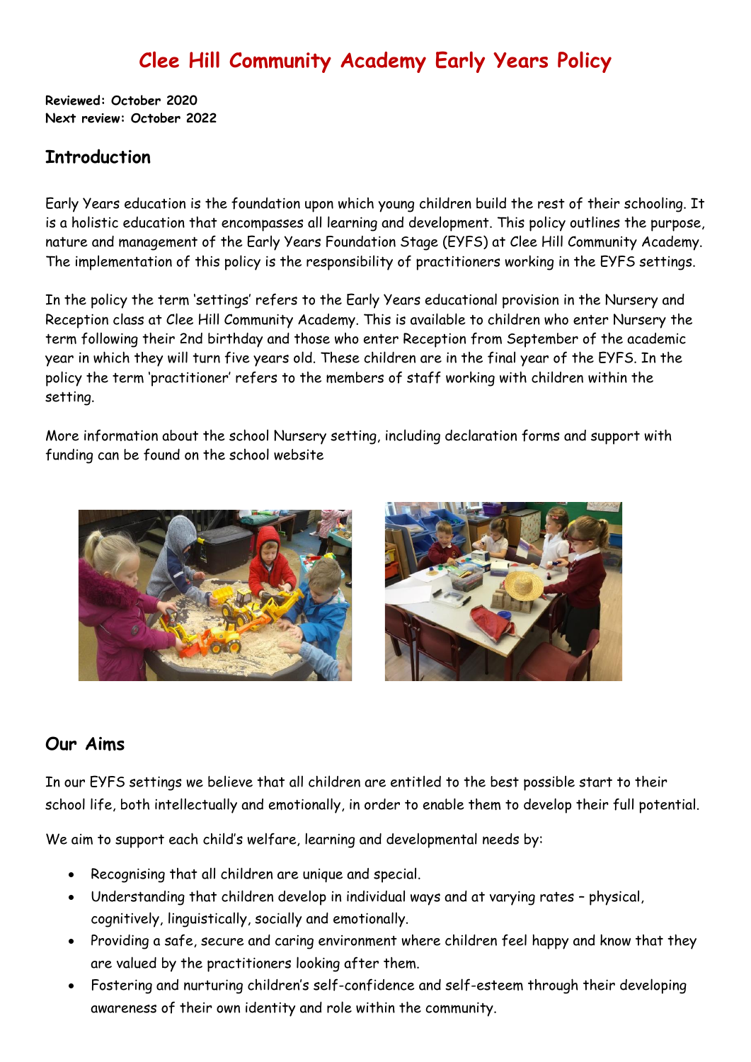# Clee Hill Community Academy Early Years Policy

**Reviewed: October 2020**
**Next review: October 2022**

## Introduction

Early Years education is the foundation upon which young children build the rest of their schooling. It is a holistic education that encompasses all learning and development. This policy outlines the purpose, nature and management of the Early Years Foundation Stage (EYFS) at Clee Hill Community Academy. The implementation of this policy is the responsibility of practitioners working in the EYFS settings.

In the policy the term 'settings' refers to the Early Years educational provision in the Nursery and Reception class at Clee Hill Community Academy. This is available to children who enter Nursery the term following their 2nd birthday and those who enter Reception from September of the academic year in which they will turn five years old. These children are in the final year of the EYFS. In the policy the term 'practitioner' refers to the members of staff working with children within the setting.

More information about the school Nursery setting, including declaration forms and support with funding can be found on the school website

## Our Aims

In our EYFS settings we believe that all children are entitled to the best possible start to their school life, both intellectually and emotionally, in order to enable them to develop their full potential.

We aim to support each child's welfare, learning and developmental needs by:

- Recognising that all children are unique and special.
- Understanding that children develop in individual ways and at varying rates – physical, cognitively, linguistically, socially and emotionally.
- Providing a safe, secure and caring environment where children feel happy and know that they are valued by the practitioners looking after them.
- Fostering and nurturing children's self-confidence and self-esteem through their developing awareness of their own identity and role within the community.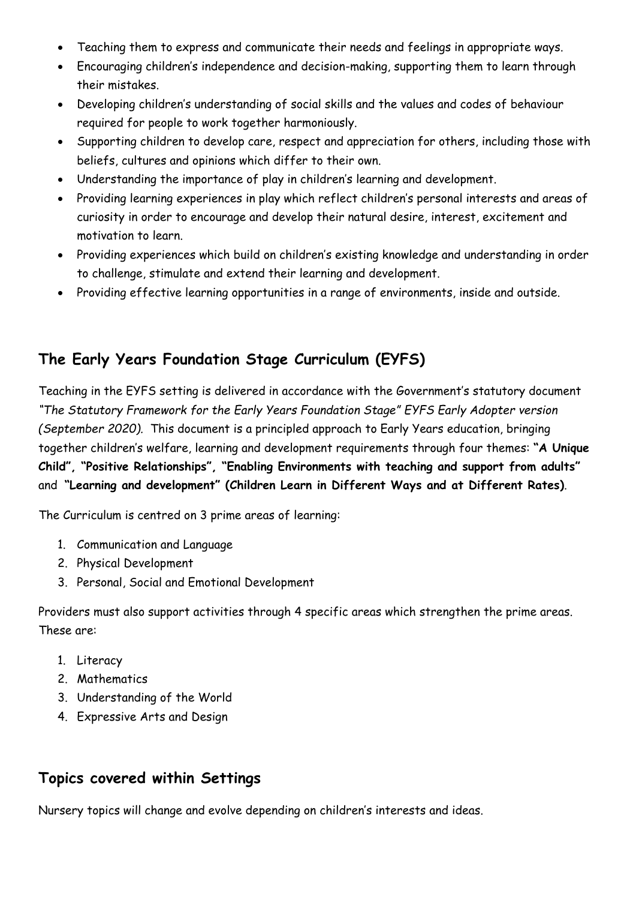- Teaching them to express and communicate their needs and feelings in appropriate ways.
- Encouraging children's independence and decision-making, supporting them to learn through their mistakes.
- Developing children's understanding of social skills and the values and codes of behaviour required for people to work together harmoniously.
- Supporting children to develop care, respect and appreciation for others, including those with beliefs, cultures and opinions which differ to their own.
- Understanding the importance of play in children's learning and development.
- Providing learning experiences in play which reflect children's personal interests and areas of curiosity in order to encourage and develop their natural desire, interest, excitement and motivation to learn.
- Providing experiences which build on children's existing knowledge and understanding in order to challenge, stimulate and extend their learning and development.
- Providing effective learning opportunities in a range of environments, inside and outside.

## The Early Years Foundation Stage Curriculum (EYFS)

Teaching in the EYFS setting is delivered in accordance with the Government's statutory document *"The Statutory Framework for the Early Years Foundation Stage" EYFS Early Adopter version (September 2020).* This document is a principled approach to Early Years education, bringing together children's welfare, learning and development requirements through four themes: **"A Unique Child", "Positive Relationships", "Enabling Environments with teaching and support from adults"** and **"Learning and development" (Children Learn in Different Ways and at Different Rates)**.

The Curriculum is centred on 3 prime areas of learning:

1. Communication and Language
2. Physical Development
3. Personal, Social and Emotional Development

Providers must also support activities through 4 specific areas which strengthen the prime areas. These are:

1. Literacy
2. Mathematics
3. Understanding of the World
4. Expressive Arts and Design

## Topics covered within Settings

Nursery topics will change and evolve depending on children's interests and ideas.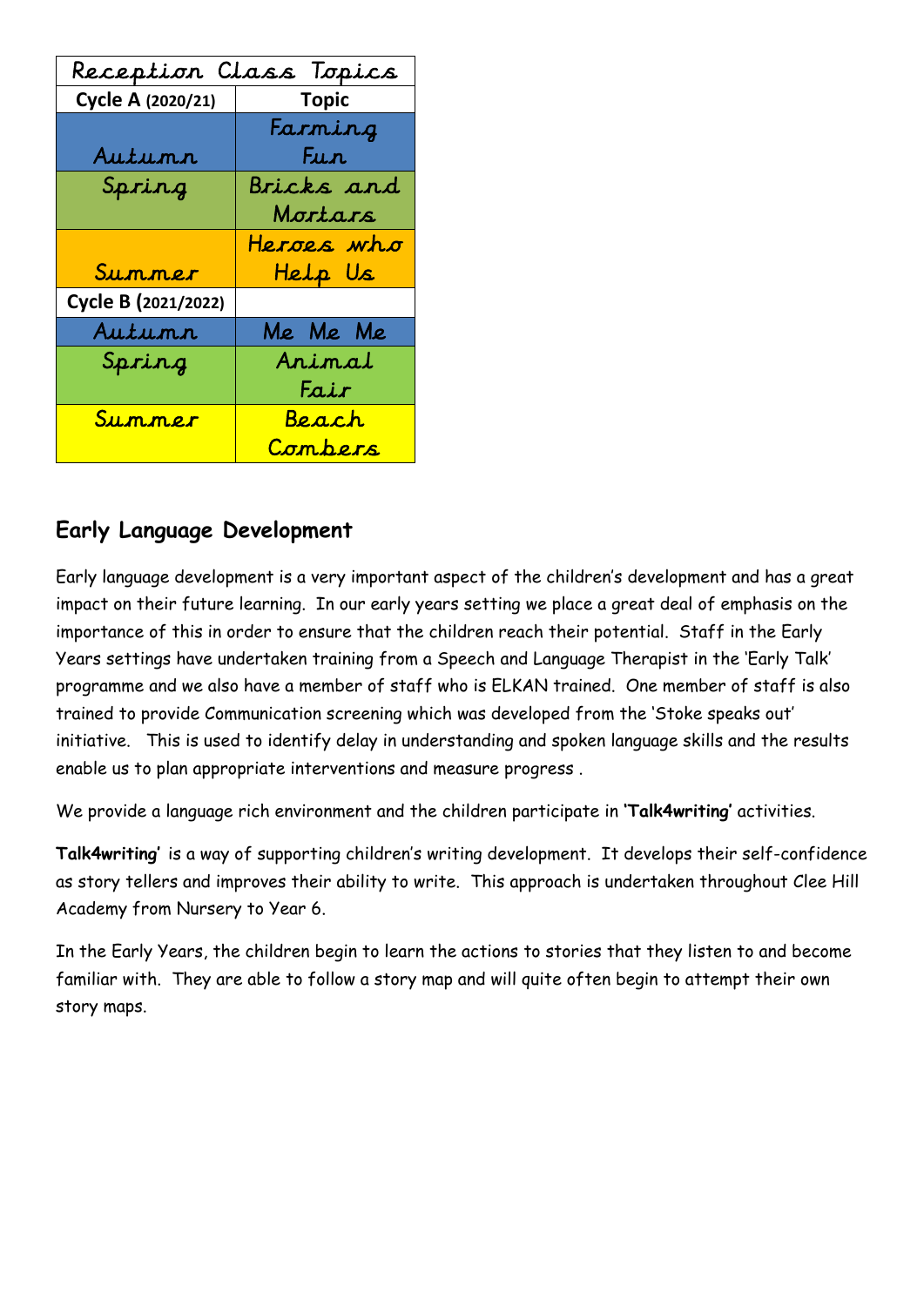| Reception Class Topics | |
|---|---|
| **Cycle A (2020/21)** | **Topic** |
| Autumn | Farming Fun |
| Spring | Bricks and Mortars |
| Summer | Heroes who Help Us |
| **Cycle B (2021/2022)** | |
| Autumn | Me Me Me |
| Spring | Animal Fair |
| Summer | Beach Combers |

## Early Language Development

Early language development is a very important aspect of the children's development and has a great impact on their future learning. In our early years setting we place a great deal of emphasis on the importance of this in order to ensure that the children reach their potential. Staff in the Early Years settings have undertaken training from a Speech and Language Therapist in the 'Early Talk' programme and we also have a member of staff who is ELKAN trained. One member of staff is also trained to provide Communication screening which was developed from the 'Stoke speaks out' initiative. This is used to identify delay in understanding and spoken language skills and the results enable us to plan appropriate interventions and measure progress .

We provide a language rich environment and the children participate in **'Talk4writing'** activities.

**Talk4writing'** is a way of supporting children's writing development. It develops their self-confidence as story tellers and improves their ability to write. This approach is undertaken throughout Clee Hill Academy from Nursery to Year 6.

In the Early Years, the children begin to learn the actions to stories that they listen to and become familiar with. They are able to follow a story map and will quite often begin to attempt their own story maps.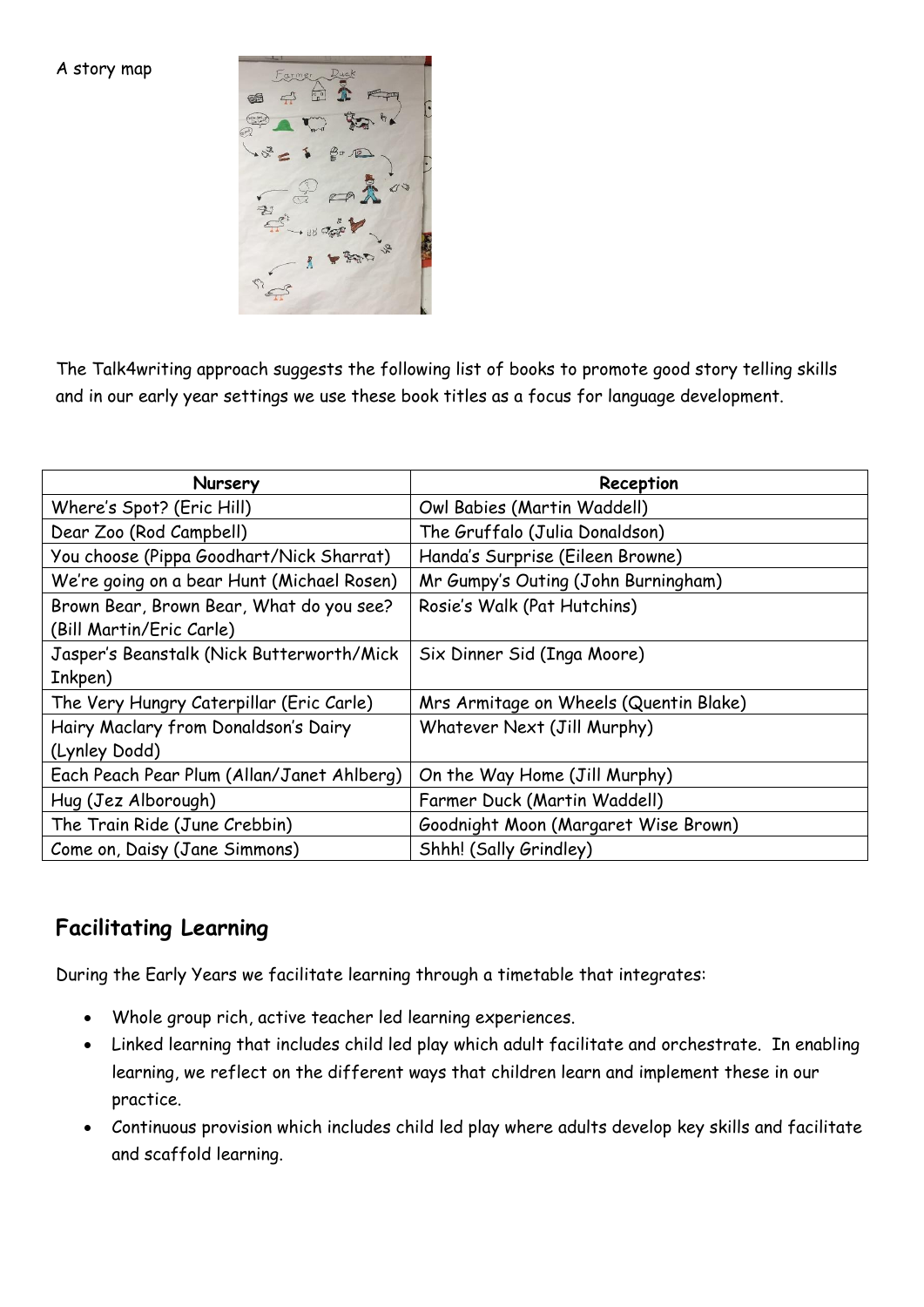A story map

The Talk4writing approach suggests the following list of books to promote good story telling skills and in our early year settings we use these book titles as a focus for language development.

| Nursery | Reception |
|---|---|
| Where's Spot? (Eric Hill) | Owl Babies (Martin Waddell) |
| Dear Zoo (Rod Campbell) | The Gruffalo (Julia Donaldson) |
| You choose (Pippa Goodhart/Nick Sharrat) | Handa's Surprise (Eileen Browne) |
| We're going on a bear Hunt (Michael Rosen) | Mr Gumpy's Outing (John Burningham) |
| Brown Bear, Brown Bear, What do you see? (Bill Martin/Eric Carle) | Rosie's Walk (Pat Hutchins) |
| Jasper's Beanstalk (Nick Butterworth/Mick Inkpen) | Six Dinner Sid (Inga Moore) |
| The Very Hungry Caterpillar (Eric Carle) | Mrs Armitage on Wheels (Quentin Blake) |
| Hairy Maclary from Donaldson's Dairy (Lynley Dodd) | Whatever Next (Jill Murphy) |
| Each Peach Pear Plum (Allan/Janet Ahlberg) | On the Way Home (Jill Murphy) |
| Hug (Jez Alborough) | Farmer Duck (Martin Waddell) |
| The Train Ride (June Crebbin) | Goodnight Moon (Margaret Wise Brown) |
| Come on, Daisy (Jane Simmons) | Shhh! (Sally Grindley) |

## Facilitating Learning

During the Early Years we facilitate learning through a timetable that integrates:

- Whole group rich, active teacher led learning experiences.
- Linked learning that includes child led play which adult facilitate and orchestrate. In enabling learning, we reflect on the different ways that children learn and implement these in our practice.
- Continuous provision which includes child led play where adults develop key skills and facilitate and scaffold learning.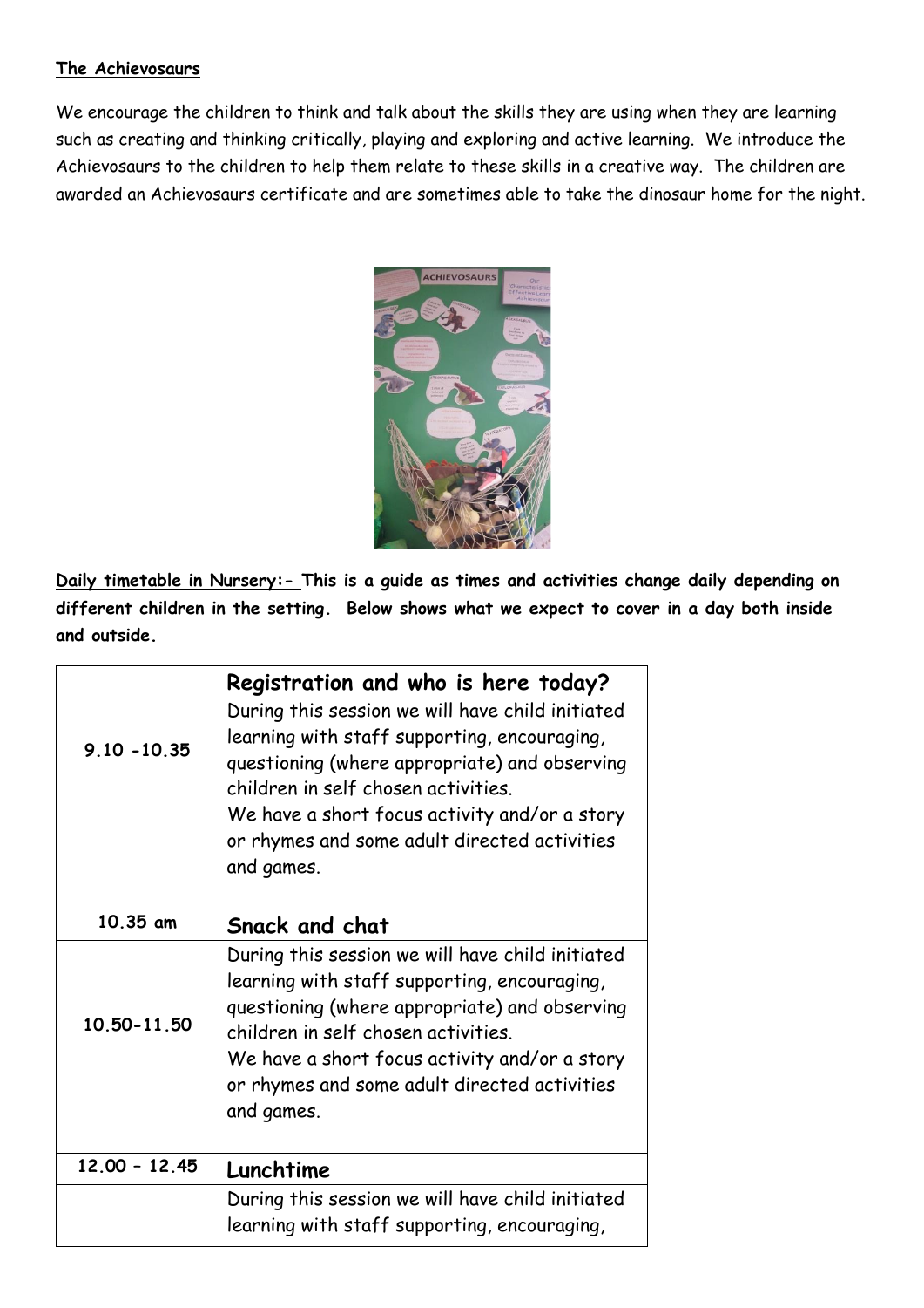**The Achievosaurs**

We encourage the children to think and talk about the skills they are using when they are learning such as creating and thinking critically, playing and exploring and active learning. We introduce the Achievosaurs to the children to help them relate to these skills in a creative way. The children are awarded an Achievosaurs certificate and are sometimes able to take the dinosaur home for the night.

**Daily timetable in Nursery:- This is a guide as times and activities change daily depending on different children in the setting. Below shows what we expect to cover in a day both inside and outside.**

| | |
|---|---|
| **9.10 -10.35** | **Registration and who is here today?**<br>During this session we will have child initiated learning with staff supporting, encouraging, questioning (where appropriate) and observing children in self chosen activities.<br>We have a short focus activity and/or a story or rhymes and some adult directed activities and games. |
| **10.35 am** | **Snack and chat** |
| **10.50-11.50** | During this session we will have child initiated learning with staff supporting, encouraging, questioning (where appropriate) and observing children in self chosen activities.<br>We have a short focus activity and/or a story or rhymes and some adult directed activities and games. |
| **12.00 – 12.45** | **Lunchtime** |
| | During this session we will have child initiated learning with staff supporting, encouraging, |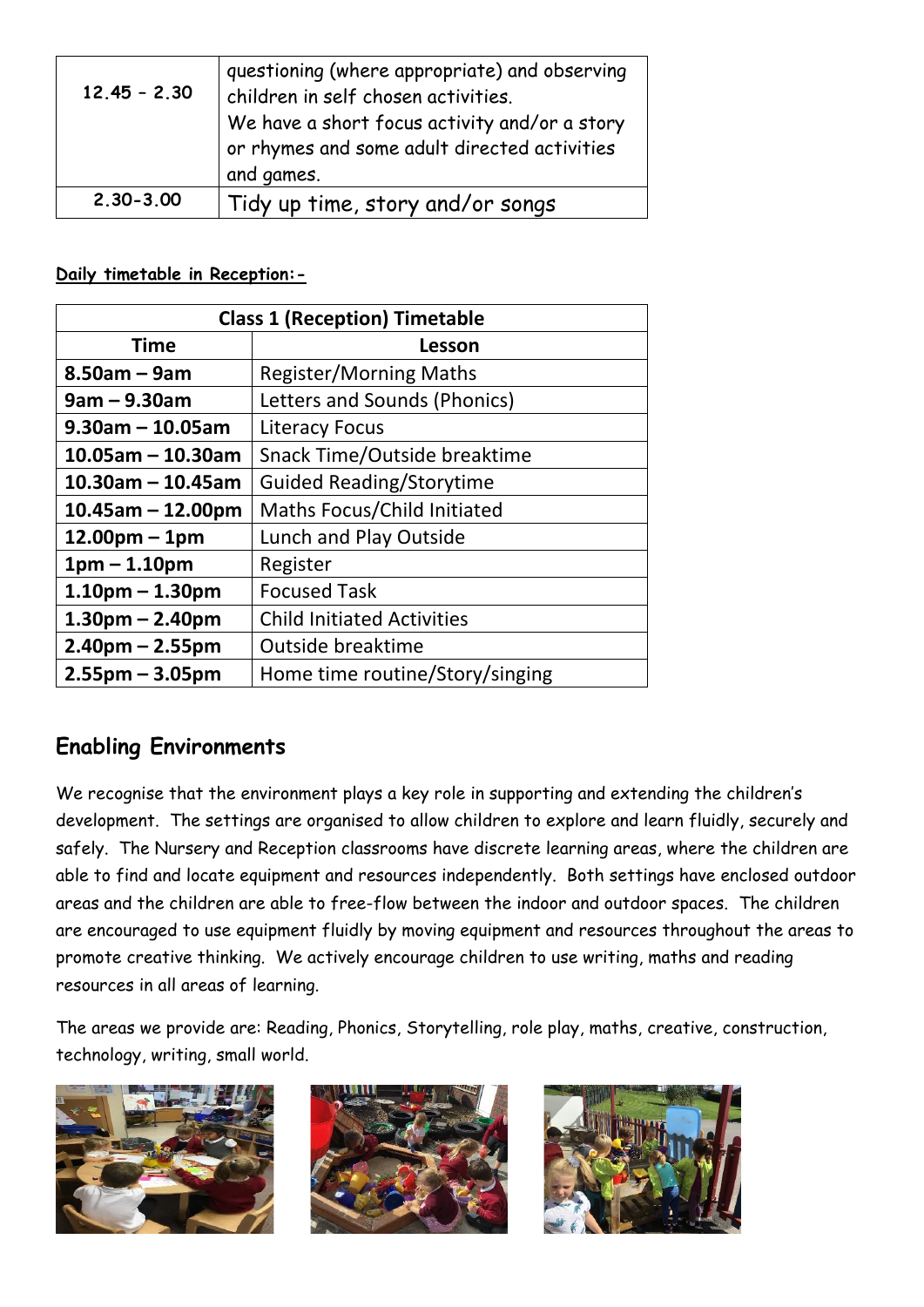| 12.45 - 2.30 | questioning (where appropriate) and observing children in self chosen activities. We have a short focus activity and/or a story or rhymes and some adult directed activities and games. |
|---|---|
| 2.30-3.00 | Tidy up time, story and/or songs |

**Daily timetable in Reception:-**

| Class 1 (Reception) Timetable | |
|---|---|
| **Time** | **Lesson** |
| **8.50am – 9am** | Register/Morning Maths |
| **9am – 9.30am** | Letters and Sounds (Phonics) |
| **9.30am – 10.05am** | Literacy Focus |
| **10.05am – 10.30am** | Snack Time/Outside breaktime |
| **10.30am – 10.45am** | Guided Reading/Storytime |
| **10.45am – 12.00pm** | Maths Focus/Child Initiated |
| **12.00pm – 1pm** | Lunch and Play Outside |
| **1pm – 1.10pm** | Register |
| **1.10pm – 1.30pm** | Focused Task |
| **1.30pm – 2.40pm** | Child Initiated Activities |
| **2.40pm – 2.55pm** | Outside breaktime |
| **2.55pm – 3.05pm** | Home time routine/Story/singing |

## Enabling Environments

We recognise that the environment plays a key role in supporting and extending the children's development. The settings are organised to allow children to explore and learn fluidly, securely and safely. The Nursery and Reception classrooms have discrete learning areas, where the children are able to find and locate equipment and resources independently. Both settings have enclosed outdoor areas and the children are able to free-flow between the indoor and outdoor spaces. The children are encouraged to use equipment fluidly by moving equipment and resources throughout the areas to promote creative thinking. We actively encourage children to use writing, maths and reading resources in all areas of learning.

The areas we provide are: Reading, Phonics, Storytelling, role play, maths, creative, construction, technology, writing, small world.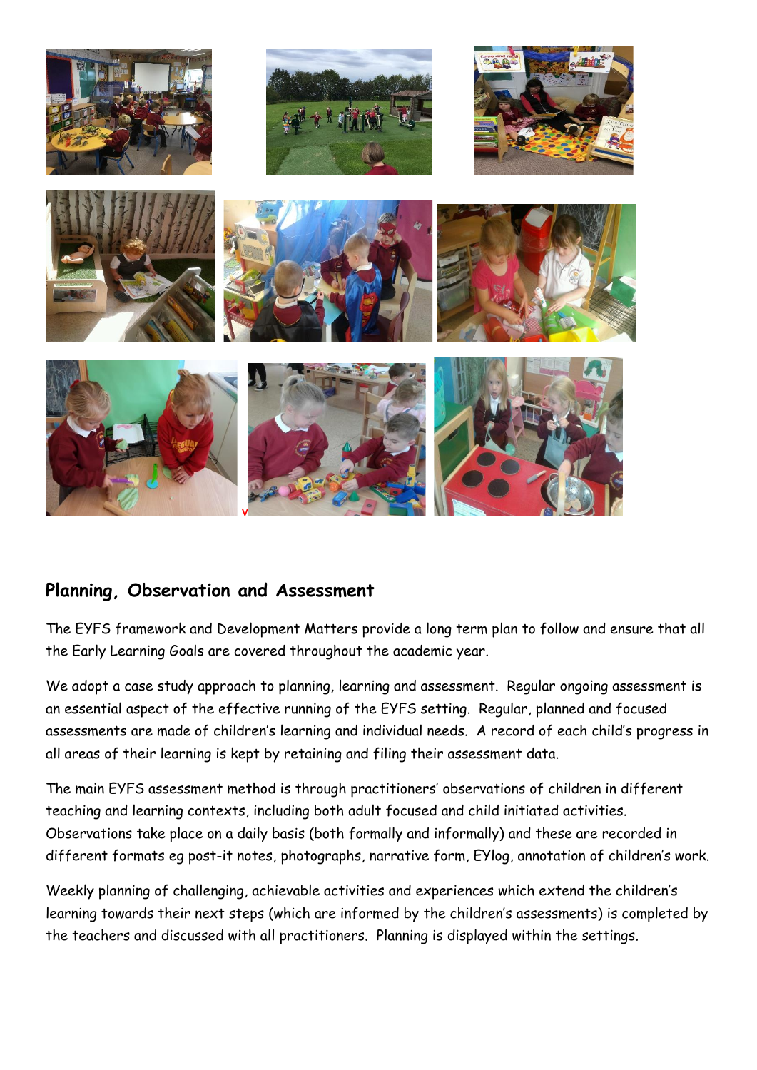## Planning, Observation and Assessment

The EYFS framework and Development Matters provide a long term plan to follow and ensure that all the Early Learning Goals are covered throughout the academic year.

We adopt a case study approach to planning, learning and assessment. Regular ongoing assessment is an essential aspect of the effective running of the EYFS setting. Regular, planned and focused assessments are made of children's learning and individual needs. A record of each child's progress in all areas of their learning is kept by retaining and filing their assessment data.

The main EYFS assessment method is through practitioners' observations of children in different teaching and learning contexts, including both adult focused and child initiated activities. Observations take place on a daily basis (both formally and informally) and these are recorded in different formats eg post-it notes, photographs, narrative form, EYlog, annotation of children's work.

Weekly planning of challenging, achievable activities and experiences which extend the children's learning towards their next steps (which are informed by the children's assessments) is completed by the teachers and discussed with all practitioners. Planning is displayed within the settings.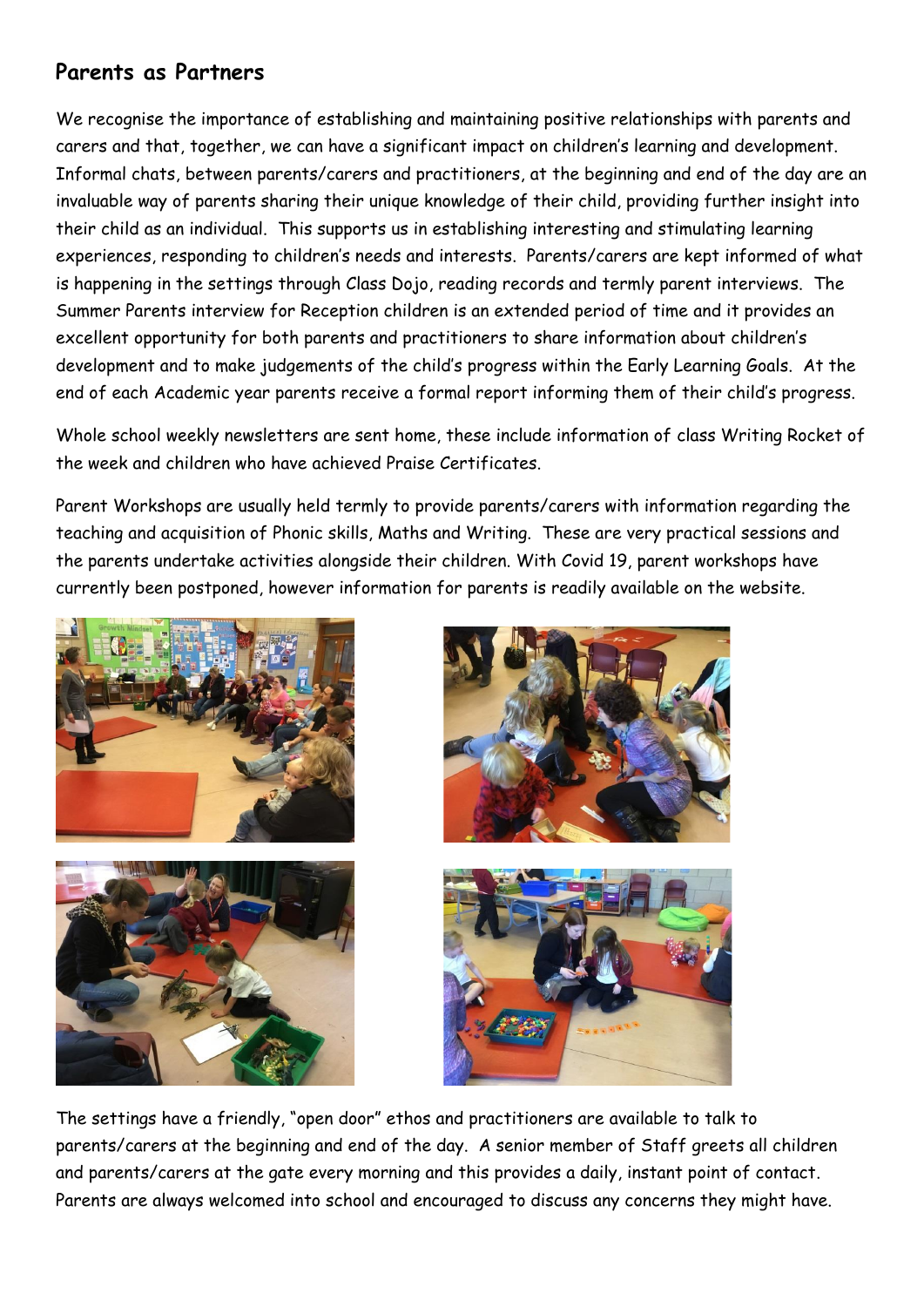## Parents as Partners

We recognise the importance of establishing and maintaining positive relationships with parents and carers and that, together, we can have a significant impact on children's learning and development. Informal chats, between parents/carers and practitioners, at the beginning and end of the day are an invaluable way of parents sharing their unique knowledge of their child, providing further insight into their child as an individual. This supports us in establishing interesting and stimulating learning experiences, responding to children's needs and interests. Parents/carers are kept informed of what is happening in the settings through Class Dojo, reading records and termly parent interviews. The Summer Parents interview for Reception children is an extended period of time and it provides an excellent opportunity for both parents and practitioners to share information about children's development and to make judgements of the child's progress within the Early Learning Goals. At the end of each Academic year parents receive a formal report informing them of their child's progress.

Whole school weekly newsletters are sent home, these include information of class Writing Rocket of the week and children who have achieved Praise Certificates.

Parent Workshops are usually held termly to provide parents/carers with information regarding the teaching and acquisition of Phonic skills, Maths and Writing. These are very practical sessions and the parents undertake activities alongside their children. With Covid 19, parent workshops have currently been postponed, however information for parents is readily available on the website.

The settings have a friendly, "open door" ethos and practitioners are available to talk to parents/carers at the beginning and end of the day. A senior member of Staff greets all children and parents/carers at the gate every morning and this provides a daily, instant point of contact. Parents are always welcomed into school and encouraged to discuss any concerns they might have.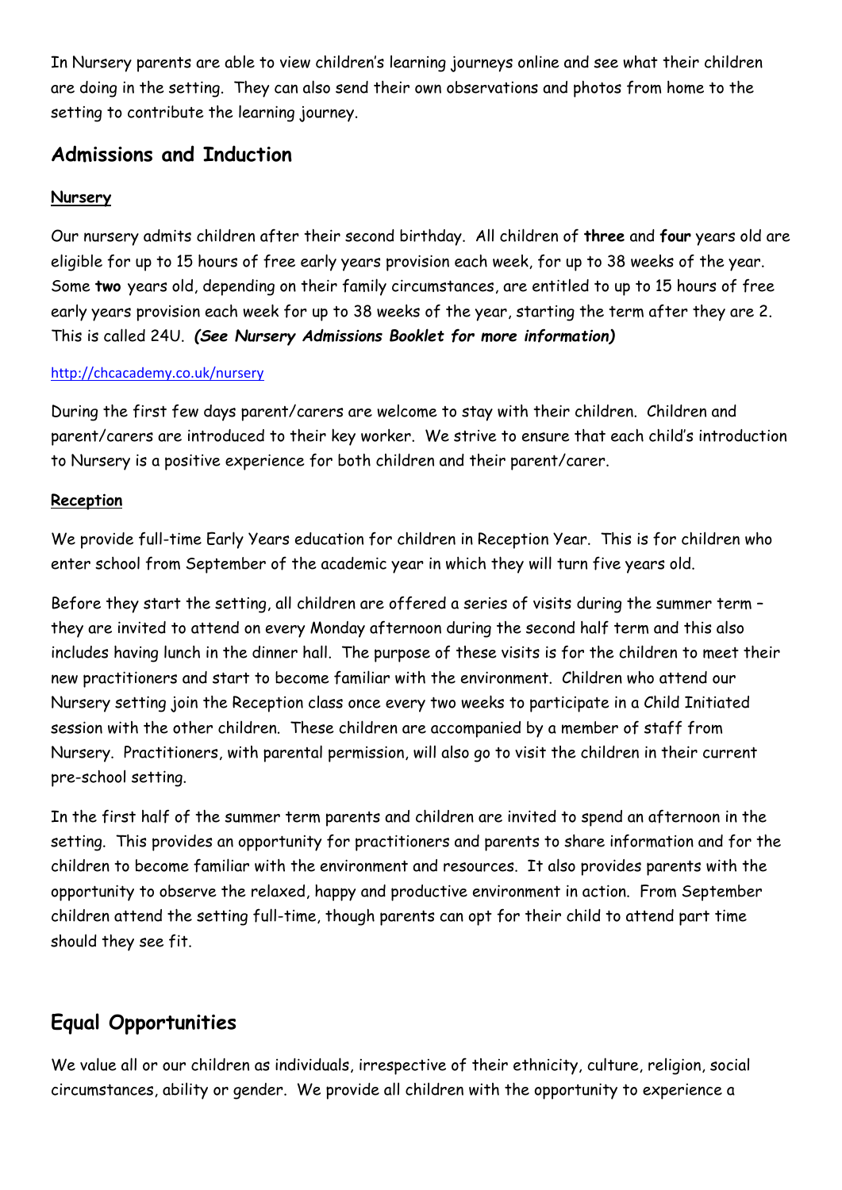In Nursery parents are able to view children's learning journeys online and see what their children are doing in the setting. They can also send their own observations and photos from home to the setting to contribute the learning journey.

## Admissions and Induction

### Nursery

Our nursery admits children after their second birthday. All children of **three** and **four** years old are eligible for up to 15 hours of free early years provision each week, for up to 38 weeks of the year. Some **two** years old, depending on their family circumstances, are entitled to up to 15 hours of free early years provision each week for up to 38 weeks of the year, starting the term after they are 2. This is called 24U. ***(See Nursery Admissions Booklet for more information)***

http://chcacademy.co.uk/nursery

During the first few days parent/carers are welcome to stay with their children. Children and parent/carers are introduced to their key worker. We strive to ensure that each child's introduction to Nursery is a positive experience for both children and their parent/carer.

### Reception

We provide full-time Early Years education for children in Reception Year. This is for children who enter school from September of the academic year in which they will turn five years old.

Before they start the setting, all children are offered a series of visits during the summer term – they are invited to attend on every Monday afternoon during the second half term and this also includes having lunch in the dinner hall. The purpose of these visits is for the children to meet their new practitioners and start to become familiar with the environment. Children who attend our Nursery setting join the Reception class once every two weeks to participate in a Child Initiated session with the other children. These children are accompanied by a member of staff from Nursery. Practitioners, with parental permission, will also go to visit the children in their current pre-school setting.

In the first half of the summer term parents and children are invited to spend an afternoon in the setting. This provides an opportunity for practitioners and parents to share information and for the children to become familiar with the environment and resources. It also provides parents with the opportunity to observe the relaxed, happy and productive environment in action. From September children attend the setting full-time, though parents can opt for their child to attend part time should they see fit.

## Equal Opportunities

We value all or our children as individuals, irrespective of their ethnicity, culture, religion, social circumstances, ability or gender. We provide all children with the opportunity to experience a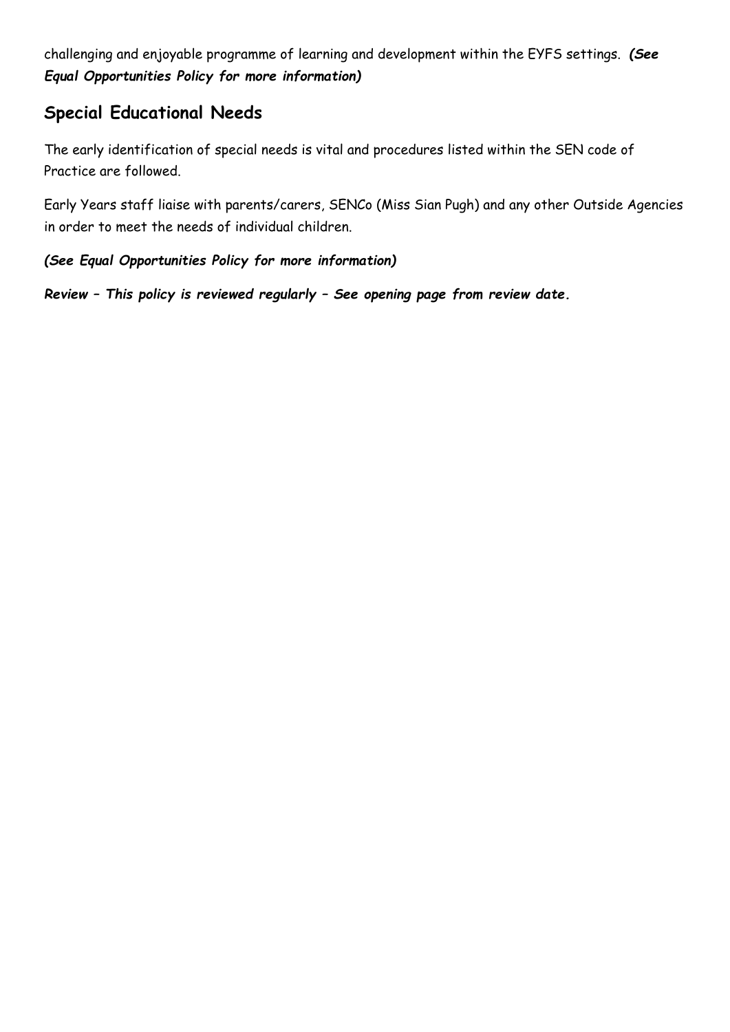challenging and enjoyable programme of learning and development within the EYFS settings. ***(See Equal Opportunities Policy for more information)***

## Special Educational Needs

The early identification of special needs is vital and procedures listed within the SEN code of Practice are followed.

Early Years staff liaise with parents/carers, SENCo (Miss Sian Pugh) and any other Outside Agencies in order to meet the needs of individual children.

***(See Equal Opportunities Policy for more information)***

***Review – This policy is reviewed regularly – See opening page from review date.***